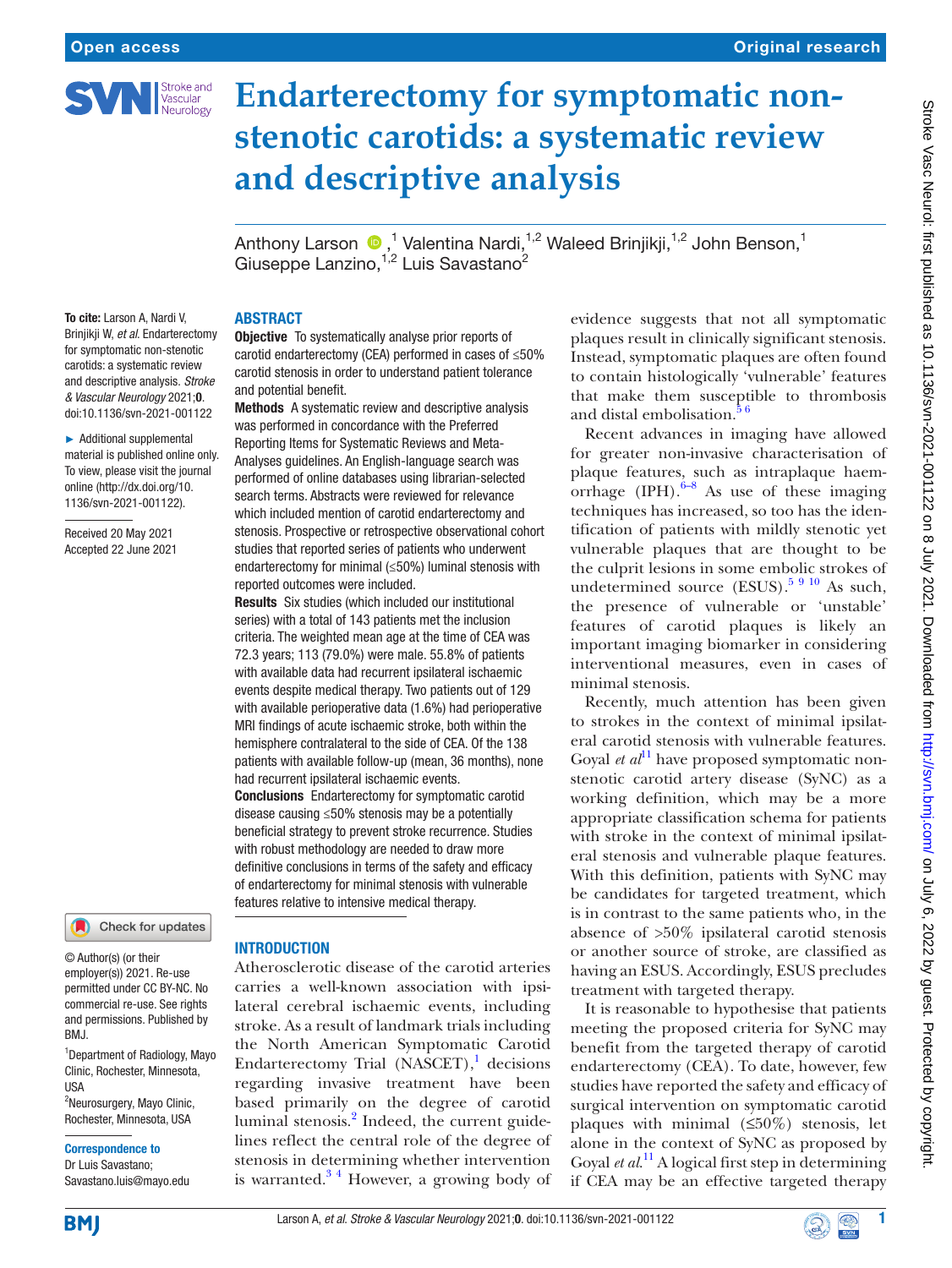# Endarterectomy for symptomatic non-stenotic carotids: a systematic review and descriptive analysis

Anthony Larson,[1] Valentina Nardi,[1,2] Waleed Brinjikji,[1,2] John Benson,[1] Giuseppe Lanzino,[1,2] Luis Savastano[2]

**To cite:** Larson A, Nardi V, Brinjikji W, *et al*. Endarterectomy for symptomatic non-stenotic carotids: a systematic review and descriptive analysis. *Stroke & Vascular Neurology* 2021;**0**. doi:10.1136/svn-2021-001122

► Additional supplemental material is published online only. To view, please visit the journal online (http://dx.doi.org/10.1136/svn-2021-001122).

Received 20 May 2021
Accepted 22 June 2021

© Author(s) (or their employer(s)) 2021. Re-use permitted under CC BY-NC. No commercial re-use. See rights and permissions. Published by BMJ.

[1]Department of Radiology, Mayo Clinic, Rochester, Minnesota, USA
[2]Neurosurgery, Mayo Clinic, Rochester, Minnesota, USA

**Correspondence to**
Dr Luis Savastano; Savastano.luis@mayo.edu

## ABSTRACT

**Objective** To systematically analyse prior reports of carotid endarterectomy (CEA) performed in cases of ≤50% carotid stenosis in order to understand patient tolerance and potential benefit.

**Methods** A systematic review and descriptive analysis was performed in concordance with the Preferred Reporting Items for Systematic Reviews and Meta-Analyses guidelines. An English-language search was performed of online databases using librarian-selected search terms. Abstracts were reviewed for relevance which included mention of carotid endarterectomy and stenosis. Prospective or retrospective observational cohort studies that reported series of patients who underwent endarterectomy for minimal (≤50%) luminal stenosis with reported outcomes were included.

**Results** Six studies (which included our institutional series) with a total of 143 patients met the inclusion criteria. The weighted mean age at the time of CEA was 72.3 years; 113 (79.0%) were male. 55.8% of patients with available data had recurrent ipsilateral ischaemic events despite medical therapy. Two patients out of 129 with available perioperative data (1.6%) had perioperative MRI findings of acute ischaemic stroke, both within the hemisphere contralateral to the side of CEA. Of the 138 patients with available follow-up (mean, 36 months), none had recurrent ipsilateral ischaemic events.

**Conclusions** Endarterectomy for symptomatic carotid disease causing ≤50% stenosis may be a potentially beneficial strategy to prevent stroke recurrence. Studies with robust methodology are needed to draw more definitive conclusions in terms of the safety and efficacy of endarterectomy for minimal stenosis with vulnerable features relative to intensive medical therapy.

## INTRODUCTION

Atherosclerotic disease of the carotid arteries carries a well-known association with ipsilateral cerebral ischaemic events, including stroke. As a result of landmark trials including the North American Symptomatic Carotid Endarterectomy Trial (NASCET),[1] decisions regarding invasive treatment have been based primarily on the degree of carotid luminal stenosis.[2] Indeed, the current guidelines reflect the central role of the degree of stenosis in determining whether intervention is warranted.[3 4] However, a growing body of evidence suggests that not all symptomatic plaques result in clinically significant stenosis. Instead, symptomatic plaques are often found to contain histologically 'vulnerable' features that make them susceptible to thrombosis and distal embolisation.[5 6]

Recent advances in imaging have allowed for greater non-invasive characterisation of plaque features, such as intraplaque haemorrhage (IPH).[6–8] As use of these imaging techniques has increased, so too has the identification of patients with mildly stenotic yet vulnerable plaques that are thought to be the culprit lesions in some embolic strokes of undetermined source (ESUS).[5 9 10] As such, the presence of vulnerable or 'unstable' features of carotid plaques is likely an important imaging biomarker in considering interventional measures, even in cases of minimal stenosis.

Recently, much attention has been given to strokes in the context of minimal ipsilateral carotid stenosis with vulnerable features. Goyal *et al*[11] have proposed symptomatic non-stenotic carotid artery disease (SyNC) as a working definition, which may be a more appropriate classification schema for patients with stroke in the context of minimal ipsilateral stenosis and vulnerable plaque features. With this definition, patients with SyNC may be candidates for targeted treatment, which is in contrast to the same patients who, in the absence of >50% ipsilateral carotid stenosis or another source of stroke, are classified as having an ESUS. Accordingly, ESUS precludes treatment with targeted therapy.

It is reasonable to hypothesise that patients meeting the proposed criteria for SyNC may benefit from the targeted therapy of carotid endarterectomy (CEA). To date, however, few studies have reported the safety and efficacy of surgical intervention on symptomatic carotid plaques with minimal (≤50%) stenosis, let alone in the context of SyNC as proposed by Goyal *et al*.[11] A logical first step in determining if CEA may be an effective targeted therapy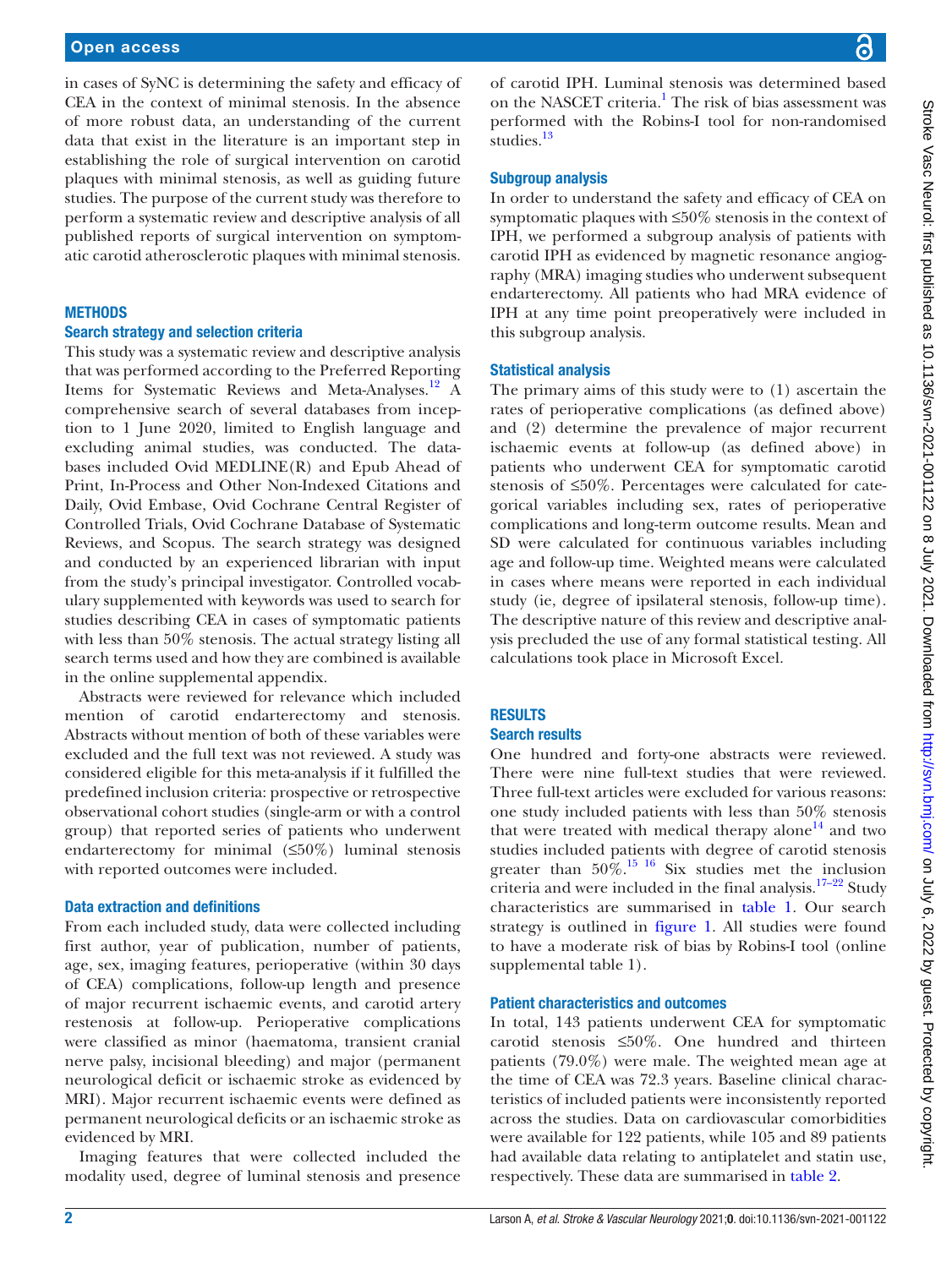in cases of SyNC is determining the safety and efficacy of CEA in the context of minimal stenosis. In the absence of more robust data, an understanding of the current data that exist in the literature is an important step in establishing the role of surgical intervention on carotid plaques with minimal stenosis, as well as guiding future studies. The purpose of the current study was therefore to perform a systematic review and descriptive analysis of all published reports of surgical intervention on symptomatic carotid atherosclerotic plaques with minimal stenosis.

## METHODS

### Search strategy and selection criteria

This study was a systematic review and descriptive analysis that was performed according to the Preferred Reporting Items for Systematic Reviews and Meta-Analyses.[12] A comprehensive search of several databases from inception to 1 June 2020, limited to English language and excluding animal studies, was conducted. The databases included Ovid MEDLINE(R) and Epub Ahead of Print, In-Process and Other Non-Indexed Citations and Daily, Ovid Embase, Ovid Cochrane Central Register of Controlled Trials, Ovid Cochrane Database of Systematic Reviews, and Scopus. The search strategy was designed and conducted by an experienced librarian with input from the study's principal investigator. Controlled vocabulary supplemented with keywords was used to search for studies describing CEA in cases of symptomatic patients with less than 50% stenosis. The actual strategy listing all search terms used and how they are combined is available in the online supplemental appendix.

Abstracts were reviewed for relevance which included mention of carotid endarterectomy and stenosis. Abstracts without mention of both of these variables were excluded and the full text was not reviewed. A study was considered eligible for this meta-analysis if it fulfilled the predefined inclusion criteria: prospective or retrospective observational cohort studies (single-arm or with a control group) that reported series of patients who underwent endarterectomy for minimal (≤50%) luminal stenosis with reported outcomes were included.

### Data extraction and definitions

From each included study, data were collected including first author, year of publication, number of patients, age, sex, imaging features, perioperative (within 30 days of CEA) complications, follow-up length and presence of major recurrent ischaemic events, and carotid artery restenosis at follow-up. Perioperative complications were classified as minor (haematoma, transient cranial nerve palsy, incisional bleeding) and major (permanent neurological deficit or ischaemic stroke as evidenced by MRI). Major recurrent ischaemic events were defined as permanent neurological deficits or an ischaemic stroke as evidenced by MRI.

Imaging features that were collected included the modality used, degree of luminal stenosis and presence of carotid IPH. Luminal stenosis was determined based on the NASCET criteria.[1] The risk of bias assessment was performed with the Robins-I tool for non-randomised studies.[13]

### Subgroup analysis

In order to understand the safety and efficacy of CEA on symptomatic plaques with ≤50% stenosis in the context of IPH, we performed a subgroup analysis of patients with carotid IPH as evidenced by magnetic resonance angiography (MRA) imaging studies who underwent subsequent endarterectomy. All patients who had MRA evidence of IPH at any time point preoperatively were included in this subgroup analysis.

### Statistical analysis

The primary aims of this study were to (1) ascertain the rates of perioperative complications (as defined above) and (2) determine the prevalence of major recurrent ischaemic events at follow-up (as defined above) in patients who underwent CEA for symptomatic carotid stenosis of ≤50%. Percentages were calculated for categorical variables including sex, rates of perioperative complications and long-term outcome results. Mean and SD were calculated for continuous variables including age and follow-up time. Weighted means were calculated in cases where means were reported in each individual study (ie, degree of ipsilateral stenosis, follow-up time). The descriptive nature of this review and descriptive analysis precluded the use of any formal statistical testing. All calculations took place in Microsoft Excel.

## RESULTS

### Search results

One hundred and forty-one abstracts were reviewed. There were nine full-text studies that were reviewed. Three full-text articles were excluded for various reasons: one study included patients with less than 50% stenosis that were treated with medical therapy alone[14] and two studies included patients with degree of carotid stenosis greater than 50%.[15,16] Six studies met the inclusion criteria and were included in the final analysis.[17–22] Study characteristics are summarised in table 1. Our search strategy is outlined in figure 1. All studies were found to have a moderate risk of bias by Robins-I tool (online supplemental table 1).

### Patient characteristics and outcomes

In total, 143 patients underwent CEA for symptomatic carotid stenosis ≤50%. One hundred and thirteen patients (79.0%) were male. The weighted mean age at the time of CEA was 72.3 years. Baseline clinical characteristics of included patients were inconsistently reported across the studies. Data on cardiovascular comorbidities were available for 122 patients, while 105 and 89 patients had available data relating to antiplatelet and statin use, respectively. These data are summarised in table 2.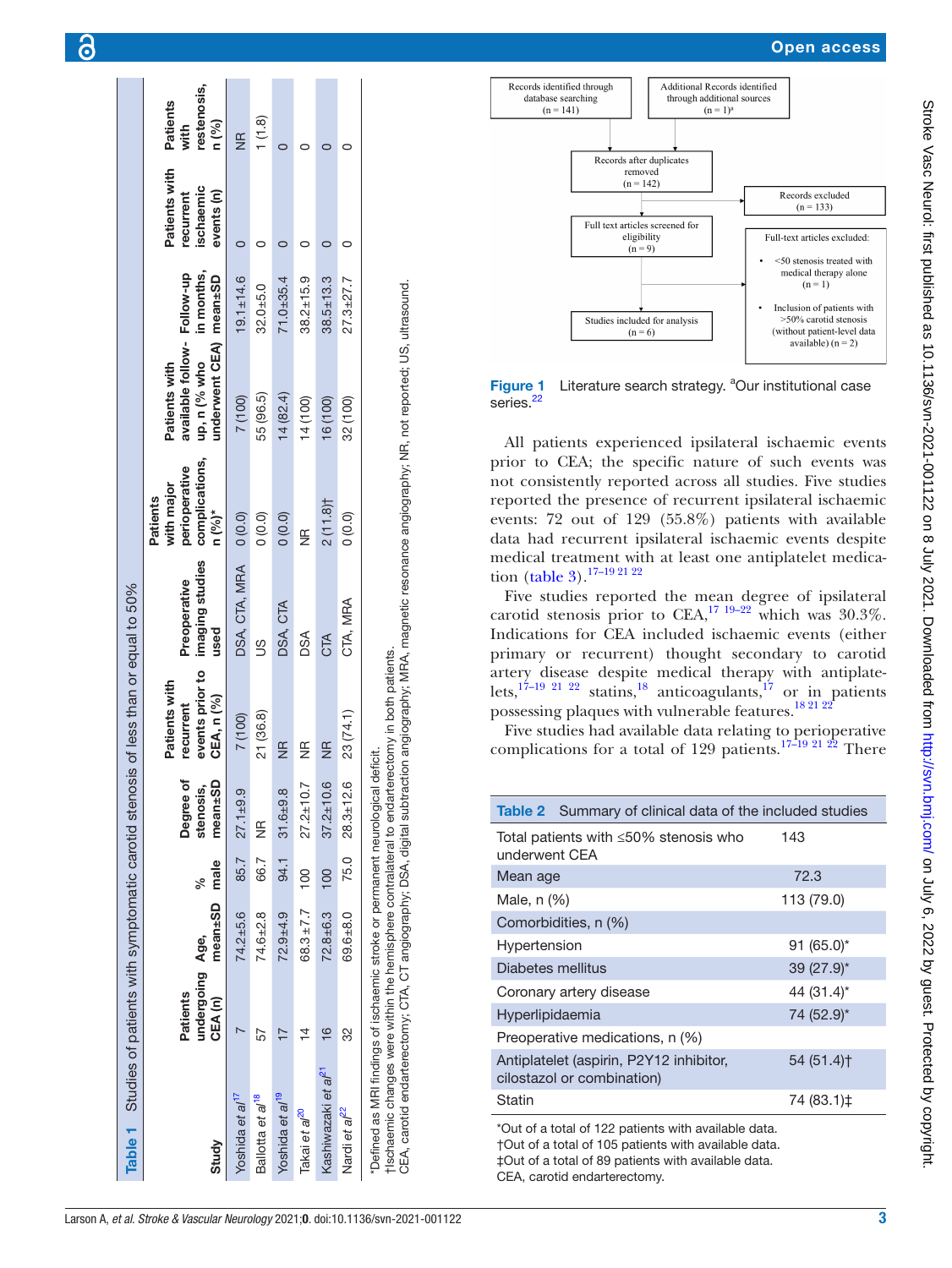**Table 1** Studies of patients with symptomatic carotid stenosis of less than or equal to 50%

| Study | Patients undergoing CEA (n) | Age, mean±SD | % male | Degree of stenosis, mean±SD | Patients with recurrent events prior to CEA, n (%) | Preoperative imaging studies used | Patients with major perioperative complications, n (%)* | Patients with available follow-up, n (% who underwent CEA) | Follow-up in months, mean±SD | Patients with recurrent ischaemic events (n) | Patients with restenosis, n (%) |
|---|---|---|---|---|---|---|---|---|---|---|---|
| Yoshida *et al*[17] | 7 | 74.2±5.6 | 85.7 | 27.1±9.9 | 7 (100) | DSA, CTA, MRA | 0 (0.0) | 7 (100) | 19.1±14.6 | 0 | NR |
| Ballotta *et al*[18] | 57 | 74.6±2.8 | 66.7 | NR | 21 (36.8) | US | 0 (0.0) | 55 (96.5) | 32.0±5.0 | 0 | 1 (1.8) |
| Yoshida *et al*[19] | 17 | 72.9±4.9 | 94.1 | 31.6±9.8 | NR | DSA, CTA | 0 (0.0) | 14 (82.4) | 71.0±35.4 | 0 | 0 |
| Takai *et al*[20] | 14 | 68.3 ±7.7 | 100 | 27.2±10.7 | NR | DSA | NR | 14 (100) | 38.2±15.9 | 0 | 0 |
| Kashiwazaki *et al*[21] | 16 | 72.8±6.3 | 100 | 37.2±10.6 | NR | CTA | 2 (11.8)† | 16 (100) | 38.5±13.3 | 0 | 0 |
| Nardi *et al*[22] | 32 | 69.6±8.0 | 75.0 | 28.3±12.6 | 23 (74.1) | CTA, MRA | 0 (0.0) | 32 (100) | 27.3±27.7 | 0 | 0 |

*Defined as MRI findings of ischaemic stroke or permanent neurological deficit.
†Ischaemic changes were within the hemisphere contralateral to endarterectomy in both patients.
CEA, carotid endarterectomy; CTA, CT angiography; DSA, digital subtraction angiography; MRA, magnetic resonance angiography; NR, not reported; US, ultrasound.

Records identified through database searching (n = 141)
Additional Records identified through additional sources (n = 1)[a]
Records after duplicates removed (n = 142)
Records excluded (n = 133)
Full text articles screened for eligibility (n = 9)
Full-text articles excluded:
- <50 stenosis treated with medical therapy alone (n = 1)
- Inclusion of patients with >50% carotid stenosis (without patient-level data available) (n = 2)

Studies included for analysis (n = 6)

**Figure 1** Literature search strategy. [a]Our institutional case series.[22]

All patients experienced ipsilateral ischaemic events prior to CEA; the specific nature of such events was not consistently reported across all studies. Five studies reported the presence of recurrent ipsilateral ischaemic events: 72 out of 129 (55.8%) patients with available data had recurrent ipsilateral ischaemic events despite medical treatment with at least one antiplatelet medication (table 3).[17–19 21 22]

Five studies reported the mean degree of ipsilateral carotid stenosis prior to CEA,[17 19–22] which was 30.3%. Indications for CEA included ischaemic events (either primary or recurrent) thought secondary to carotid artery disease despite medical therapy with antiplatelets,[17–19 21 22] statins,[18] anticoagulants,[17] or in patients possessing plaques with vulnerable features.[18 21 22]

Five studies had available data relating to perioperative complications for a total of 129 patients.[17–19 21 22] There

**Table 2** Summary of clinical data of the included studies

| | |
|---|---|
| Total patients with ≤50% stenosis who underwent CEA | 143 |
| Mean age | 72.3 |
| Male, n (%) | 113 (79.0) |
| Comorbidities, n (%) | |
| Hypertension | 91 (65.0)* |
| Diabetes mellitus | 39 (27.9)* |
| Coronary artery disease | 44 (31.4)* |
| Hyperlipidaemia | 74 (52.9)* |
| Preoperative medications, n (%) | |
| Antiplatelet (aspirin, P2Y12 inhibitor, cilostazol or combination) | 54 (51.4)† |
| Statin | 74 (83.1)‡ |

*Out of a total of 122 patients with available data.
†Out of a total of 105 patients with available data.
‡Out of a total of 89 patients with available data.
CEA, carotid endarterectomy.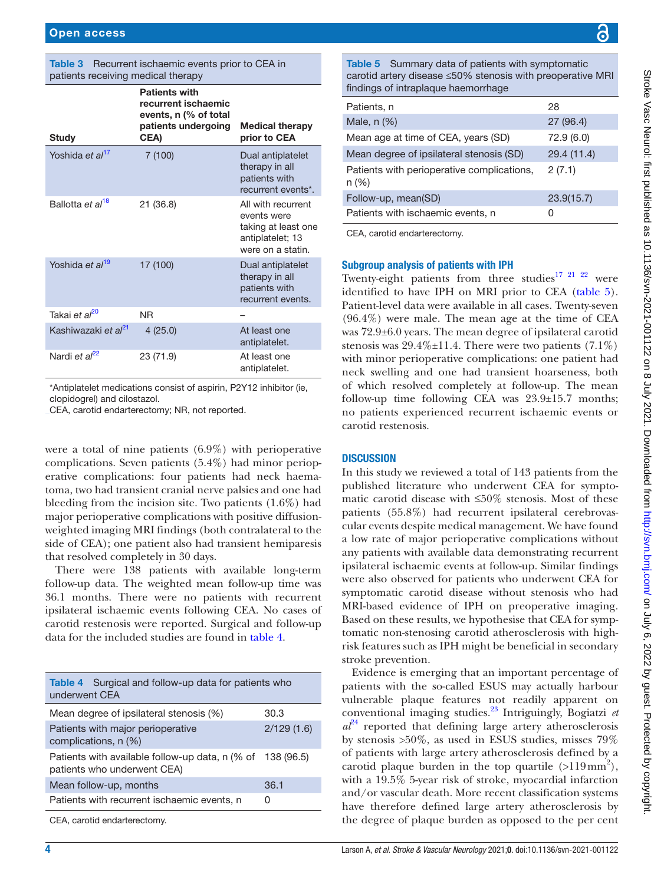Table 3 Recurrent ischaemic events prior to CEA in patients receiving medical therapy

| Study | Patients with recurrent ischaemic events, n (% of total patients undergoing CEA) | Medical therapy prior to CEA |
|---|---|---|
| Yoshida *et al*[17] | 7 (100) | Dual antiplatelet therapy in all patients with recurrent events*. |
| Ballotta *et al*[18] | 21 (36.8) | All with recurrent events were taking at least one antiplatelet; 13 were on a statin. |
| Yoshida *et al*[19] | 17 (100) | Dual antiplatelet therapy in all patients with recurrent events. |
| Takai *et al*[20] | NR | – |
| Kashiwazaki *et al*[21] | 4 (25.0) | At least one antiplatelet. |
| Nardi *et al*[22] | 23 (71.9) | At least one antiplatelet. |

*Antiplatelet medications consist of aspirin, P2Y12 inhibitor (ie, clopidogrel) and cilostazol.
CEA, carotid endarterectomy; NR, not reported.

were a total of nine patients (6.9%) with perioperative complications. Seven patients (5.4%) had minor perioperative complications: four patients had neck haematoma, two had transient cranial nerve palsies and one had bleeding from the incision site. Two patients (1.6%) had major perioperative complications with positive diffusion-weighted imaging MRI findings (both contralateral to the side of CEA); one patient also had transient hemiparesis that resolved completely in 30 days.

There were 138 patients with available long-term follow-up data. The weighted mean follow-up time was 36.1 months. There were no patients with recurrent ipsilateral ischaemic events following CEA. No cases of carotid restenosis were reported. Surgical and follow-up data for the included studies are found in table 4.

Table 4 Surgical and follow-up data for patients who underwent CEA

| | |
|---|---|
| Mean degree of ipsilateral stenosis (%) | 30.3 |
| Patients with major perioperative complications, n (%) | 2/129 (1.6) |
| Patients with available follow-up data, n (% of patients who underwent CEA) | 138 (96.5) |
| Mean follow-up, months | 36.1 |
| Patients with recurrent ischaemic events, n | 0 |

CEA, carotid endarterectomy.

Table 5 Summary data of patients with symptomatic carotid artery disease ≤50% stenosis with preoperative MRI findings of intraplaque haemorrhage

| | |
|---|---|
| Patients, n | 28 |
| Male, n (%) | 27 (96.4) |
| Mean age at time of CEA, years (SD) | 72.9 (6.0) |
| Mean degree of ipsilateral stenosis (SD) | 29.4 (11.4) |
| Patients with perioperative complications, n (%) | 2 (7.1) |
| Follow-up, mean(SD) | 23.9(15.7) |
| Patients with ischaemic events, n | 0 |

CEA, carotid endarterectomy.

### Subgroup analysis of patients with IPH

Twenty-eight patients from three studies[17 21 22] were identified to have IPH on MRI prior to CEA (table 5). Patient-level data were available in all cases. Twenty-seven (96.4%) were male. The mean age at the time of CEA was 72.9±6.0 years. The mean degree of ipsilateral carotid stenosis was 29.4%±11.4. There were two patients (7.1%) with minor perioperative complications: one patient had neck swelling and one had transient hoarseness, both of which resolved completely at follow-up. The mean follow-up time following CEA was 23.9±15.7 months; no patients experienced recurrent ischaemic events or carotid restenosis.

## DISCUSSION

In this study we reviewed a total of 143 patients from the published literature who underwent CEA for symptomatic carotid disease with ≤50% stenosis. Most of these patients (55.8%) had recurrent ipsilateral cerebrovascular events despite medical management. We have found a low rate of major perioperative complications without any patients with available data demonstrating recurrent ipsilateral ischaemic events at follow-up. Similar findings were also observed for patients who underwent CEA for symptomatic carotid disease without stenosis who had MRI-based evidence of IPH on preoperative imaging. Based on these results, we hypothesise that CEA for symptomatic non-stenosing carotid atherosclerosis with high-risk features such as IPH might be beneficial in secondary stroke prevention.

Evidence is emerging that an important percentage of patients with the so-called ESUS may actually harbour vulnerable plaque features not readily apparent on conventional imaging studies.[23] Intriguingly, Bogiatzi *et al*[24] reported that defining large artery atherosclerosis by stenosis >50%, as used in ESUS studies, misses 79% of patients with large artery atherosclerosis defined by a carotid plaque burden in the top quartile (>119 mm$^2$), with a 19.5% 5-year risk of stroke, myocardial infarction and/or vascular death. More recent classification systems have therefore defined large artery atherosclerosis by the degree of plaque burden as opposed to the per cent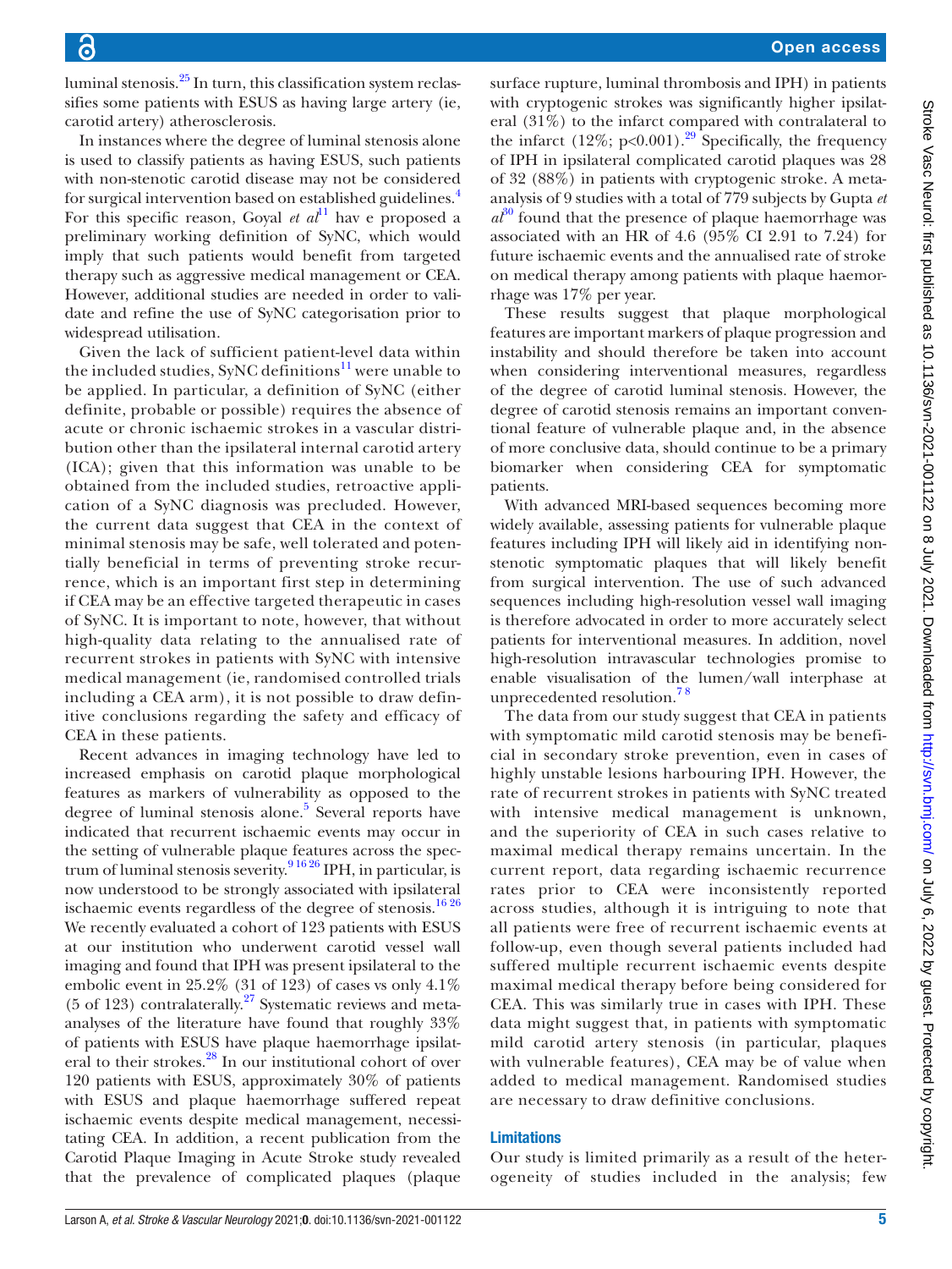luminal stenosis.[25] In turn, this classification system reclassifies some patients with ESUS as having large artery (ie, carotid artery) atherosclerosis.

In instances where the degree of luminal stenosis alone is used to classify patients as having ESUS, such patients with non-stenotic carotid disease may not be considered for surgical intervention based on established guidelines.[4] For this specific reason, Goyal *et al*[11] hav e proposed a preliminary working definition of SyNC, which would imply that such patients would benefit from targeted therapy such as aggressive medical management or CEA. However, additional studies are needed in order to validate and refine the use of SyNC categorisation prior to widespread utilisation.

Given the lack of sufficient patient-level data within the included studies, SyNC definitions[11] were unable to be applied. In particular, a definition of SyNC (either definite, probable or possible) requires the absence of acute or chronic ischaemic strokes in a vascular distribution other than the ipsilateral internal carotid artery (ICA); given that this information was unable to be obtained from the included studies, retroactive application of a SyNC diagnosis was precluded. However, the current data suggest that CEA in the context of minimal stenosis may be safe, well tolerated and potentially beneficial in terms of preventing stroke recurrence, which is an important first step in determining if CEA may be an effective targeted therapeutic in cases of SyNC. It is important to note, however, that without high-quality data relating to the annualised rate of recurrent strokes in patients with SyNC with intensive medical management (ie, randomised controlled trials including a CEA arm), it is not possible to draw definitive conclusions regarding the safety and efficacy of CEA in these patients.

Recent advances in imaging technology have led to increased emphasis on carotid plaque morphological features as markers of vulnerability as opposed to the degree of luminal stenosis alone.[5] Several reports have indicated that recurrent ischaemic events may occur in the setting of vulnerable plaque features across the spectrum of luminal stenosis severity.[9,16,26] IPH, in particular, is now understood to be strongly associated with ipsilateral ischaemic events regardless of the degree of stenosis.[16,26] We recently evaluated a cohort of 123 patients with ESUS at our institution who underwent carotid vessel wall imaging and found that IPH was present ipsilateral to the embolic event in 25.2% (31 of 123) of cases vs only 4.1% (5 of 123) contralaterally.[27] Systematic reviews and meta-analyses of the literature have found that roughly 33% of patients with ESUS have plaque haemorrhage ipsilateral to their strokes.[28] In our institutional cohort of over 120 patients with ESUS, approximately 30% of patients with ESUS and plaque haemorrhage suffered repeat ischaemic events despite medical management, necessitating CEA. In addition, a recent publication from the Carotid Plaque Imaging in Acute Stroke study revealed that the prevalence of complicated plaques (plaque surface rupture, luminal thrombosis and IPH) in patients with cryptogenic strokes was significantly higher ipsilateral (31%) to the infarct compared with contralateral to the infarct (12%; $p<0.001$).[29] Specifically, the frequency of IPH in ipsilateral complicated carotid plaques was 28 of 32 (88%) in patients with cryptogenic stroke. A meta-analysis of 9 studies with a total of 779 subjects by Gupta *et al*[30] found that the presence of plaque haemorrhage was associated with an HR of 4.6 (95% CI 2.91 to 7.24) for future ischaemic events and the annualised rate of stroke on medical therapy among patients with plaque haemorrhage was 17% per year.

These results suggest that plaque morphological features are important markers of plaque progression and instability and should therefore be taken into account when considering interventional measures, regardless of the degree of carotid luminal stenosis. However, the degree of carotid stenosis remains an important conventional feature of vulnerable plaque and, in the absence of more conclusive data, should continue to be a primary biomarker when considering CEA for symptomatic patients.

With advanced MRI-based sequences becoming more widely available, assessing patients for vulnerable plaque features including IPH will likely aid in identifying non-stenotic symptomatic plaques that will likely benefit from surgical intervention. The use of such advanced sequences including high-resolution vessel wall imaging is therefore advocated in order to more accurately select patients for interventional measures. In addition, novel high-resolution intravascular technologies promise to enable visualisation of the lumen/wall interphase at unprecedented resolution.[7,8]

The data from our study suggest that CEA in patients with symptomatic mild carotid stenosis may be beneficial in secondary stroke prevention, even in cases of highly unstable lesions harbouring IPH. However, the rate of recurrent strokes in patients with SyNC treated with intensive medical management is unknown, and the superiority of CEA in such cases relative to maximal medical therapy remains uncertain. In the current report, data regarding ischaemic recurrence rates prior to CEA were inconsistently reported across studies, although it is intriguing to note that all patients were free of recurrent ischaemic events at follow-up, even though several patients included had suffered multiple recurrent ischaemic events despite maximal medical therapy before being considered for CEA. This was similarly true in cases with IPH. These data might suggest that, in patients with symptomatic mild carotid artery stenosis (in particular, plaques with vulnerable features), CEA may be of value when added to medical management. Randomised studies are necessary to draw definitive conclusions.

## Limitations

Our study is limited primarily as a result of the heterogeneity of studies included in the analysis; few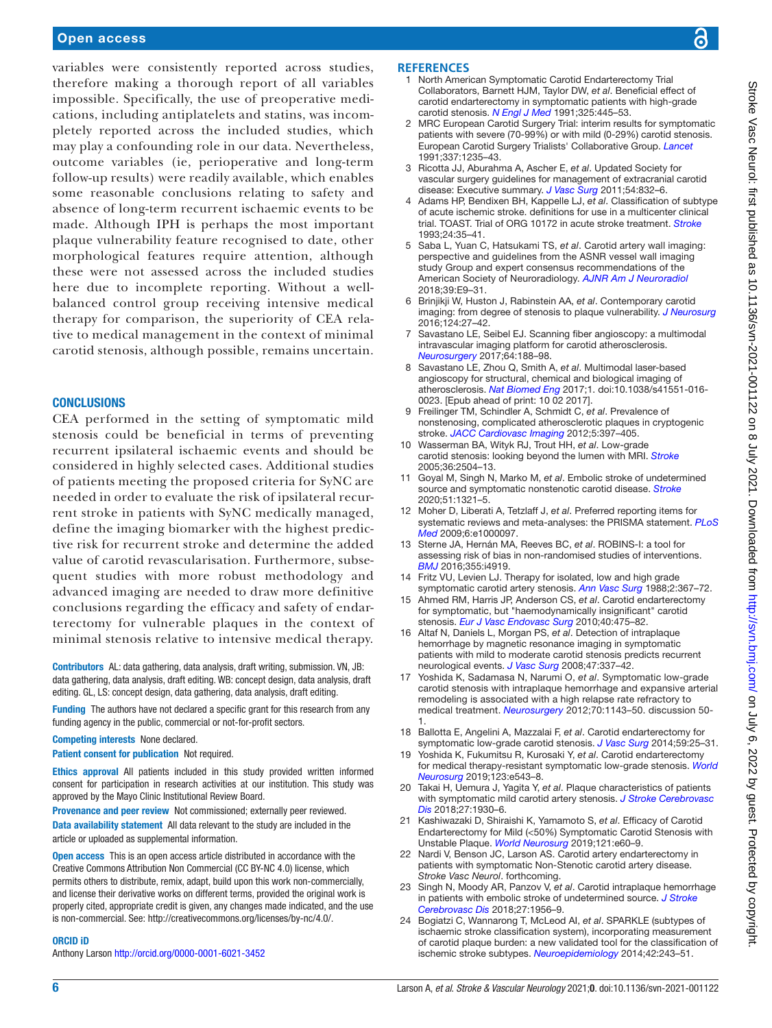variables were consistently reported across studies, therefore making a thorough report of all variables impossible. Specifically, the use of preoperative medications, including antiplatelets and statins, was incompletely reported across the included studies, which may play a confounding role in our data. Nevertheless, outcome variables (ie, perioperative and long-term follow-up results) were readily available, which enables some reasonable conclusions relating to safety and absence of long-term recurrent ischaemic events to be made. Although IPH is perhaps the most important plaque vulnerability feature recognised to date, other morphological features require attention, although these were not assessed across the included studies here due to incomplete reporting. Without a well-balanced control group receiving intensive medical therapy for comparison, the superiority of CEA relative to medical management in the context of minimal carotid stenosis, although possible, remains uncertain.

## CONCLUSIONS

CEA performed in the setting of symptomatic mild stenosis could be beneficial in terms of preventing recurrent ipsilateral ischaemic events and should be considered in highly selected cases. Additional studies of patients meeting the proposed criteria for SyNC are needed in order to evaluate the risk of ipsilateral recurrent stroke in patients with SyNC medically managed, define the imaging biomarker with the highest predictive risk for recurrent stroke and determine the added value of carotid revascularisation. Furthermore, subsequent studies with more robust methodology and advanced imaging are needed to draw more definitive conclusions regarding the efficacy and safety of endarterectomy for vulnerable plaques in the context of minimal stenosis relative to intensive medical therapy.

**Contributors** AL: data gathering, data analysis, draft writing, submission. VN, JB: data gathering, data analysis, draft editing. WB: concept design, data analysis, draft editing. GL, LS: concept design, data gathering, data analysis, draft editing.

**Funding** The authors have not declared a specific grant for this research from any funding agency in the public, commercial or not-for-profit sectors.

**Competing interests** None declared.

**Patient consent for publication** Not required.

**Ethics approval** All patients included in this study provided written informed consent for participation in research activities at our institution. This study was approved by the Mayo Clinic Institutional Review Board.

**Provenance and peer review** Not commissioned; externally peer reviewed.

**Data availability statement** All data relevant to the study are included in the article or uploaded as supplemental information.

**Open access** This is an open access article distributed in accordance with the Creative Commons Attribution Non Commercial (CC BY-NC 4.0) license, which permits others to distribute, remix, adapt, build upon this work non-commercially, and license their derivative works on different terms, provided the original work is properly cited, appropriate credit is given, any changes made indicated, and the use is non-commercial. See: http://creativecommons.org/licenses/by-nc/4.0/.

### ORCID iD

Anthony Larson http://orcid.org/0000-0001-6021-3452

## REFERENCES

1. North American Symptomatic Carotid Endarterectomy Trial Collaborators, Barnett HJM, Taylor DW, *et al*. Beneficial effect of carotid endarterectomy in symptomatic patients with high-grade carotid stenosis. *N Engl J Med* 1991;325:445–53.
2. MRC European Carotid Surgery Trial: interim results for symptomatic patients with severe (70-99%) or with mild (0-29%) carotid stenosis. European Carotid Surgery Trialists' Collaborative Group. *Lancet* 1991;337:1235–43.
3. Ricotta JJ, Aburahma A, Ascher E, *et al*. Updated Society for vascular surgery guidelines for management of extracranial carotid disease: Executive summary. *J Vasc Surg* 2011;54:832–6.
4. Adams HP, Bendixen BH, Kappelle LJ, *et al*. Classification of subtype of acute ischemic stroke. definitions for use in a multicenter clinical trial. TOAST. Trial of ORG 10172 in acute stroke treatment. *Stroke* 1993;24:35–41.
5. Saba L, Yuan C, Hatsukami TS, *et al*. Carotid artery wall imaging: perspective and guidelines from the ASNR vessel wall imaging study Group and expert consensus recommendations of the American Society of Neuroradiology. *AJNR Am J Neuroradiol* 2018;39:E9–31.
6. Brinjikji W, Huston J, Rabinstein AA, *et al*. Contemporary carotid imaging: from degree of stenosis to plaque vulnerability. *J Neurosurg* 2016;124:27–42.
7. Savastano LE, Seibel EJ. Scanning fiber angioscopy: a multimodal intravascular imaging platform for carotid atherosclerosis. *Neurosurgery* 2017;64:188–98.
8. Savastano LE, Zhou Q, Smith A, *et al*. Multimodal laser-based angioscopy for structural, chemical and biological imaging of atherosclerosis. *Nat Biomed Eng* 2017;1. doi:10.1038/s41551-016-0023. [Epub ahead of print: 10 02 2017].
9. Freilinger TM, Schindler A, Schmidt C, *et al*. Prevalence of nonstenosing, complicated atherosclerotic plaques in cryptogenic stroke. *JACC Cardiovasc Imaging* 2012;5:397–405.
10. Wasserman BA, Wityk RJ, Trout HH, *et al*. Low-grade carotid stenosis: looking beyond the lumen with MRI. *Stroke* 2005;36:2504–13.
11. Goyal M, Singh N, Marko M, *et al*. Embolic stroke of undetermined source and symptomatic nonstenotic carotid disease. *Stroke* 2020;51:1321–5.
12. Moher D, Liberati A, Tetzlaff J, *et al*. Preferred reporting items for systematic reviews and meta-analyses: the PRISMA statement. *PLoS Med* 2009;6:e1000097.
13. Sterne JA, Hernán MA, Reeves BC, *et al*. ROBINS-I: a tool for assessing risk of bias in non-randomised studies of interventions. *BMJ* 2016;355:i4919.
14. Fritz VU, Levien LJ. Therapy for isolated, low and high grade symptomatic carotid artery stenosis. *Ann Vasc Surg* 1988;2:367–72.
15. Ahmed RM, Harris JP, Anderson CS, *et al*. Carotid endarterectomy for symptomatic, but "haemodynamically insignificant" carotid stenosis. *Eur J Vasc Endovasc Surg* 2010;40:475–82.
16. Altaf N, Daniels L, Morgan PS, *et al*. Detection of intraplaque hemorrhage by magnetic resonance imaging in symptomatic patients with mild to moderate carotid stenosis predicts recurrent neurological events. *J Vasc Surg* 2008;47:337–42.
17. Yoshida K, Sadamasa N, Narumi O, *et al*. Symptomatic low-grade carotid stenosis with intraplaque hemorrhage and expansive arterial remodeling is associated with a high relapse rate refractory to medical treatment. *Neurosurgery* 2012;70:1143–50. discussion 50-1.
18. Ballotta E, Angelini A, Mazzalai F, *et al*. Carotid endarterectomy for symptomatic low-grade carotid stenosis. *J Vasc Surg* 2014;59:25–31.
19. Yoshida K, Fukumitsu R, Kurosaki Y, *et al*. Carotid endarterectomy for medical therapy-resistant symptomatic low-grade stenosis. *World Neurosurg* 2019;123:e543–8.
20. Takai H, Uemura J, Yagita Y, *et al*. Plaque characteristics of patients with symptomatic mild carotid artery stenosis. *J Stroke Cerebrovasc Dis* 2018;27:1930–6.
21. Kashiwazaki D, Shiraishi K, Yamamoto S, *et al*. Efficacy of Carotid Endarterectomy for Mild (<50%) Symptomatic Carotid Stenosis with Unstable Plaque. *World Neurosurg* 2019;121:e60–9.
22. Nardi V, Benson JC, Larson AS. Carotid artery endarterectomy in patients with symptomatic Non-Stenotic carotid artery disease. *Stroke Vasc Neurol*. forthcoming.
23. Singh N, Moody AR, Panzov V, *et al*. Carotid intraplaque hemorrhage in patients with embolic stroke of undetermined source. *J Stroke Cerebrovasc Dis* 2018;27:1956–9.
24. Bogiatzi C, Wannarong T, McLeod AI, *et al*. SPARKLE (subtypes of ischaemic stroke classification system), incorporating measurement of carotid plaque burden: a new validated tool for the classification of ischemic stroke subtypes. *Neuroepidemiology* 2014;42:243–51.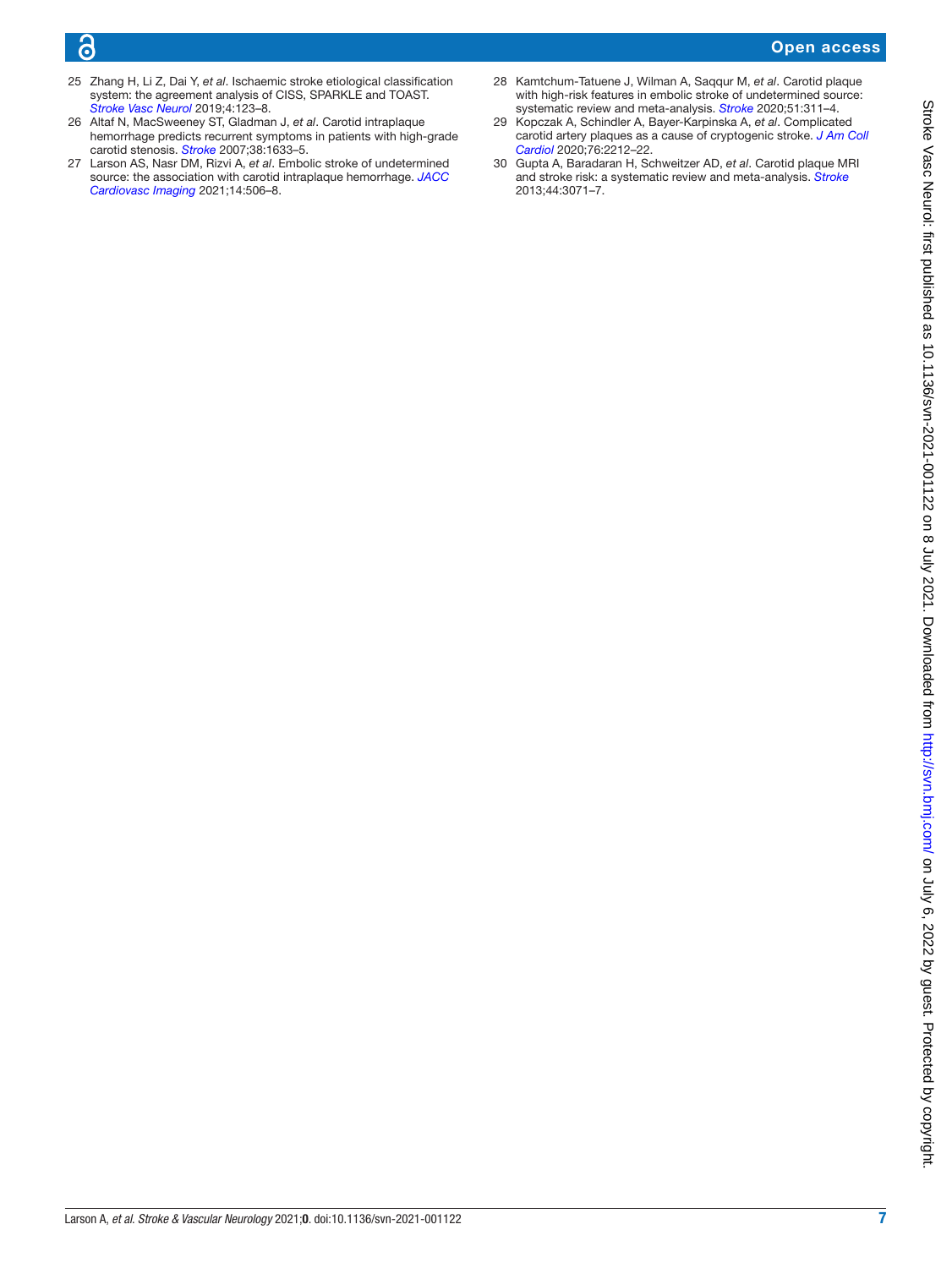25 Zhang H, Li Z, Dai Y, *et al*. Ischaemic stroke etiological classification system: the agreement analysis of CISS, SPARKLE and TOAST. *Stroke Vasc Neurol* 2019;4:123–8.

26 Altaf N, MacSweeney ST, Gladman J, *et al*. Carotid intraplaque hemorrhage predicts recurrent symptoms in patients with high-grade carotid stenosis. *Stroke* 2007;38:1633–5.

27 Larson AS, Nasr DM, Rizvi A, *et al*. Embolic stroke of undetermined source: the association with carotid intraplaque hemorrhage. *JACC Cardiovasc Imaging* 2021;14:506–8.

28 Kamtchum-Tatuene J, Wilman A, Saqqur M, *et al*. Carotid plaque with high-risk features in embolic stroke of undetermined source: systematic review and meta-analysis. *Stroke* 2020;51:311–4.

29 Kopczak A, Schindler A, Bayer-Karpinska A, *et al*. Complicated carotid artery plaques as a cause of cryptogenic stroke. *J Am Coll Cardiol* 2020;76:2212–22.

30 Gupta A, Baradaran H, Schweitzer AD, *et al*. Carotid plaque MRI and stroke risk: a systematic review and meta-analysis. *Stroke* 2013;44:3071–7.